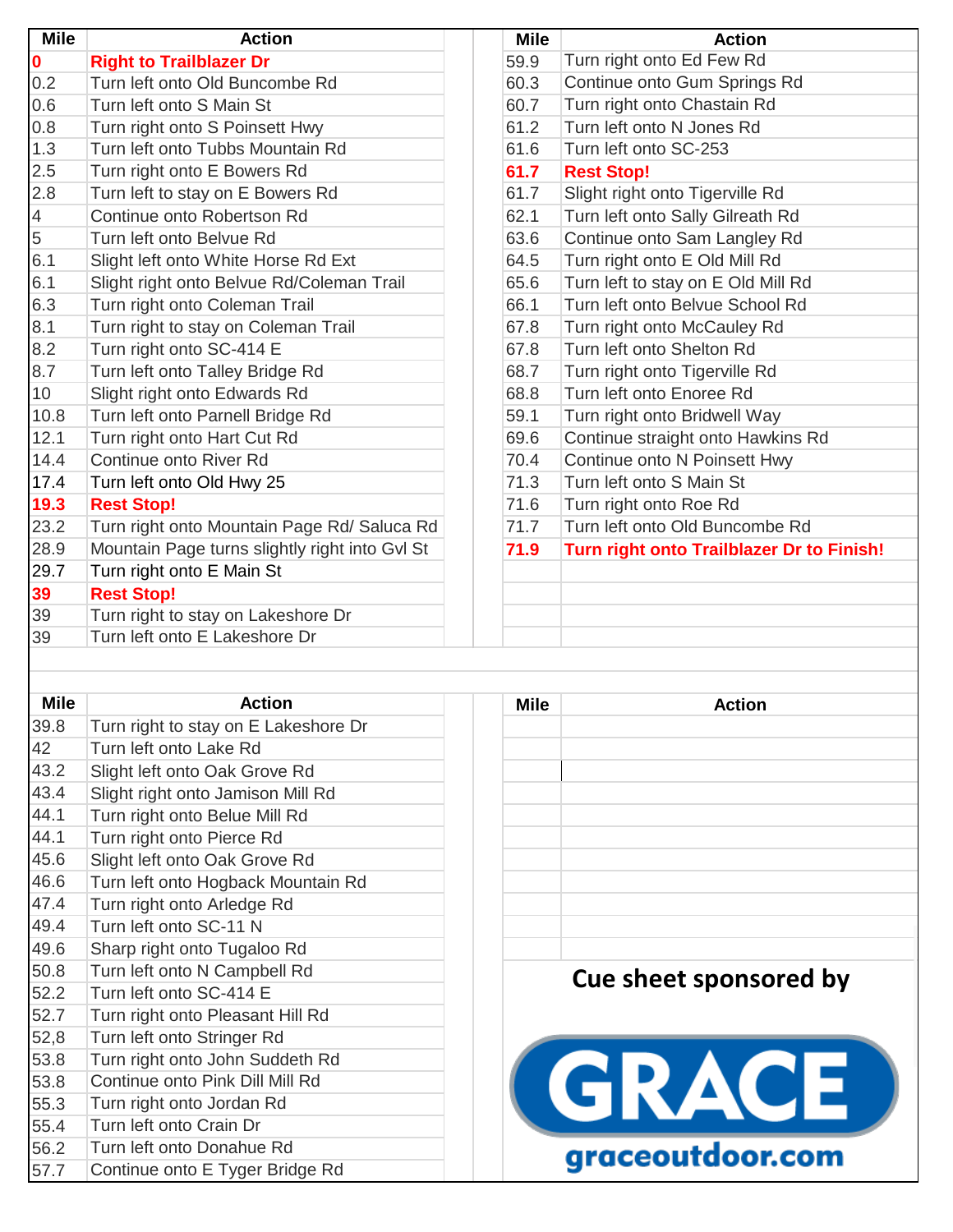| Mile | Action |
|---|---|
| **0** | **Right to Trailblazer Dr** |
| 0.2 | Turn left onto Old Buncombe Rd |
| 0.6 | Turn left onto S Main St |
| 0.8 | Turn right onto S Poinsett Hwy |
| 1.3 | Turn left onto Tubbs Mountain Rd |
| 2.5 | Turn right onto E Bowers Rd |
| 2.8 | Turn left to stay on E Bowers Rd |
| 4 | Continue onto Robertson Rd |
| 5 | Turn left onto Belvue Rd |
| 6.1 | Slight left onto White Horse Rd Ext |
| 6.1 | Slight right onto Belvue Rd/Coleman Trail |
| 6.3 | Turn right onto Coleman Trail |
| 8.1 | Turn right to stay on Coleman Trail |
| 8.2 | Turn right onto SC-414 E |
| 8.7 | Turn left onto Talley Bridge Rd |
| 10 | Slight right onto Edwards Rd |
| 10.8 | Turn left onto Parnell Bridge Rd |
| 12.1 | Turn right onto Hart Cut Rd |
| 14.4 | Continue onto River Rd |
| 17.4 | Turn left onto Old Hwy 25 |
| **19.3** | **Rest Stop!** |
| 23.2 | Turn right onto Mountain Page Rd/ Saluca Rd |
| 28.9 | Mountain Page turns slightly right into Gvl St |
| 29.7 | Turn right onto E Main St |
| **39** | **Rest Stop!** |
| 39 | Turn right to stay on Lakeshore Dr |
| 39 | Turn left onto E Lakeshore Dr |
| 39.8 | Turn right to stay on E Lakeshore Dr |
| 42 | Turn left onto Lake Rd |
| 43.2 | Slight left onto Oak Grove Rd |
| 43.4 | Slight right onto Jamison Mill Rd |
| 44.1 | Turn right onto Belue Mill Rd |
| 44.1 | Turn right onto Pierce Rd |
| 45.6 | Slight left onto Oak Grove Rd |
| 46.6 | Turn left onto Hogback Mountain Rd |
| 47.4 | Turn right onto Arledge Rd |
| 49.4 | Turn left onto SC-11 N |
| 49.6 | Sharp right onto Tugaloo Rd |
| 50.8 | Turn left onto N Campbell Rd |
| 52.2 | Turn left onto SC-414 E |
| 52.7 | Turn right onto Pleasant Hill Rd |
| 52,8 | Turn left onto Stringer Rd |
| 53.8 | Turn right onto John Suddeth Rd |
| 53.8 | Continue onto Pink Dill Mill Rd |
| 55.3 | Turn right onto Jordan Rd |
| 55.4 | Turn left onto Crain Dr |
| 56.2 | Turn left onto Donahue Rd |
| 57.7 | Continue onto E Tyger Bridge Rd |
| 59.9 | Turn right onto Ed Few Rd |
| 60.3 | Continue onto Gum Springs Rd |
| 60.7 | Turn right onto Chastain Rd |
| 61.2 | Turn left onto N Jones Rd |
| 61.6 | Turn left onto SC-253 |
| **61.7** | **Rest Stop!** |
| 61.7 | Slight right onto Tigerville Rd |
| 62.1 | Turn left onto Sally Gilreath Rd |
| 63.6 | Continue onto Sam Langley Rd |
| 64.5 | Turn right onto E Old Mill Rd |
| 65.6 | Turn left to stay on E Old Mill Rd |
| 66.1 | Turn left onto Belvue School Rd |
| 67.8 | Turn right onto McCauley Rd |
| 67.8 | Turn left onto Shelton Rd |
| 68.7 | Turn right onto Tigerville Rd |
| 68.8 | Turn left onto Enoree Rd |
| 59.1 | Turn right onto Bridwell Way |
| 69.6 | Continue straight onto Hawkins Rd |
| 70.4 | Continue onto N Poinsett Hwy |
| 71.3 | Turn left onto S Main St |
| 71.6 | Turn right onto Roe Rd |
| 71.7 | Turn left onto Old Buncombe Rd |
| **71.9** | **Turn right onto Trailblazer Dr to Finish!** |

**Cue sheet sponsored by**

GRACE

graceoutdoor.com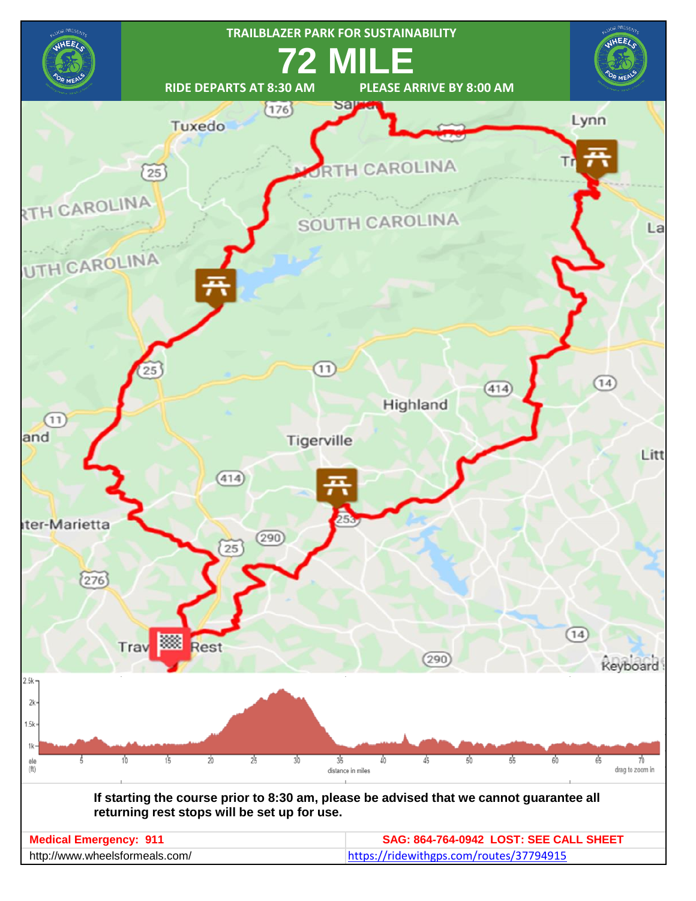TRAILBLAZER PARK FOR SUSTAINABILITY

# 72 MILE

RIDE DEPARTS AT 8:30 AM    PLEASE ARRIVE BY 8:00 AM

**If starting the course prior to 8:30 am, please be advised that we cannot guarantee all returning rest stops will be set up for use.**

| | |
|---|---|
| Medical Emergency: 911 | SAG: 864-764-0942 LOST: SEE CALL SHEET |
| http://www.wheelsformeals.com/ | https://ridewithgps.com/routes/37794915 |